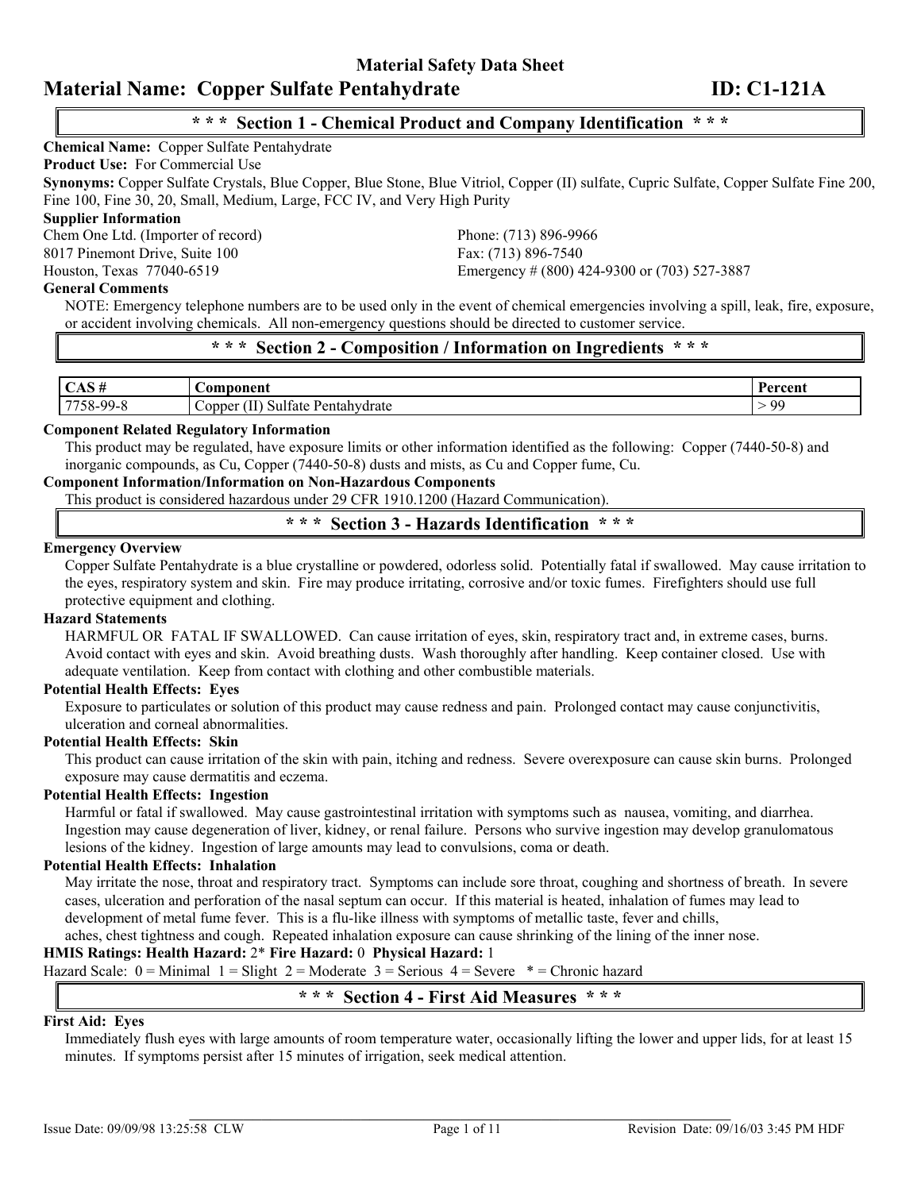# Material Safety Data Sheet

## Material Name: Copper Sulfate Pentahydrate ID: C1-121A

### * * * Section 1 - Chemical Product and Company Identification * * *

**Chemical Name:** Copper Sulfate Pentahydrate

**Product Use:** For Commercial Use

**Synonyms:** Copper Sulfate Crystals, Blue Copper, Blue Stone, Blue Vitriol, Copper (II) sulfate, Cupric Sulfate, Copper Sulfate Fine 200, Fine 100, Fine 30, 20, Small, Medium, Large, FCC IV, and Very High Purity

**Supplier Information**

Chem One Ltd. (Importer of record)
8017 Pinemont Drive, Suite 100
Houston, Texas 77040-6519

Phone: (713) 896-9966
Fax: (713) 896-7540
Emergency # (800) 424-9300 or (703) 527-3887

**General Comments**

NOTE: Emergency telephone numbers are to be used only in the event of chemical emergencies involving a spill, leak, fire, exposure, or accident involving chemicals. All non-emergency questions should be directed to customer service.

### * * * Section 2 - Composition / Information on Ingredients * * *

| CAS # | Component | Percent |
|---|---|---|
| 7758-99-8 | Copper (II) Sulfate Pentahydrate | > 99 |

**Component Related Regulatory Information**

This product may be regulated, have exposure limits or other information identified as the following: Copper (7440-50-8) and inorganic compounds, as Cu, Copper (7440-50-8) dusts and mists, as Cu and Copper fume, Cu.

**Component Information/Information on Non-Hazardous Components**

This product is considered hazardous under 29 CFR 1910.1200 (Hazard Communication).

### * * * Section 3 - Hazards Identification * * *

**Emergency Overview**

Copper Sulfate Pentahydrate is a blue crystalline or powdered, odorless solid. Potentially fatal if swallowed. May cause irritation to the eyes, respiratory system and skin. Fire may produce irritating, corrosive and/or toxic fumes. Firefighters should use full protective equipment and clothing.

**Hazard Statements**

HARMFUL OR FATAL IF SWALLOWED. Can cause irritation of eyes, skin, respiratory tract and, in extreme cases, burns. Avoid contact with eyes and skin. Avoid breathing dusts. Wash thoroughly after handling. Keep container closed. Use with adequate ventilation. Keep from contact with clothing and other combustible materials.

**Potential Health Effects: Eyes**

Exposure to particulates or solution of this product may cause redness and pain. Prolonged contact may cause conjunctivitis, ulceration and corneal abnormalities.

**Potential Health Effects: Skin**

This product can cause irritation of the skin with pain, itching and redness. Severe overexposure can cause skin burns. Prolonged exposure may cause dermatitis and eczema.

**Potential Health Effects: Ingestion**

Harmful or fatal if swallowed. May cause gastrointestinal irritation with symptoms such as nausea, vomiting, and diarrhea. Ingestion may cause degeneration of liver, kidney, or renal failure. Persons who survive ingestion may develop granulomatous lesions of the kidney. Ingestion of large amounts may lead to convulsions, coma or death.

**Potential Health Effects: Inhalation**

May irritate the nose, throat and respiratory tract. Symptoms can include sore throat, coughing and shortness of breath. In severe cases, ulceration and perforation of the nasal septum can occur. If this material is heated, inhalation of fumes may lead to development of metal fume fever. This is a flu-like illness with symptoms of metallic taste, fever and chills, aches, chest tightness and cough. Repeated inhalation exposure can cause shrinking of the lining of the inner nose.

**HMIS Ratings: Health Hazard:** 2* **Fire Hazard:** 0 **Physical Hazard:** 1

Hazard Scale: 0 = Minimal 1 = Slight 2 = Moderate 3 = Serious 4 = Severe * = Chronic hazard

### * * * Section 4 - First Aid Measures * * *

**First Aid: Eyes**

Immediately flush eyes with large amounts of room temperature water, occasionally lifting the lower and upper lids, for at least 15 minutes. If symptoms persist after 15 minutes of irrigation, seek medical attention.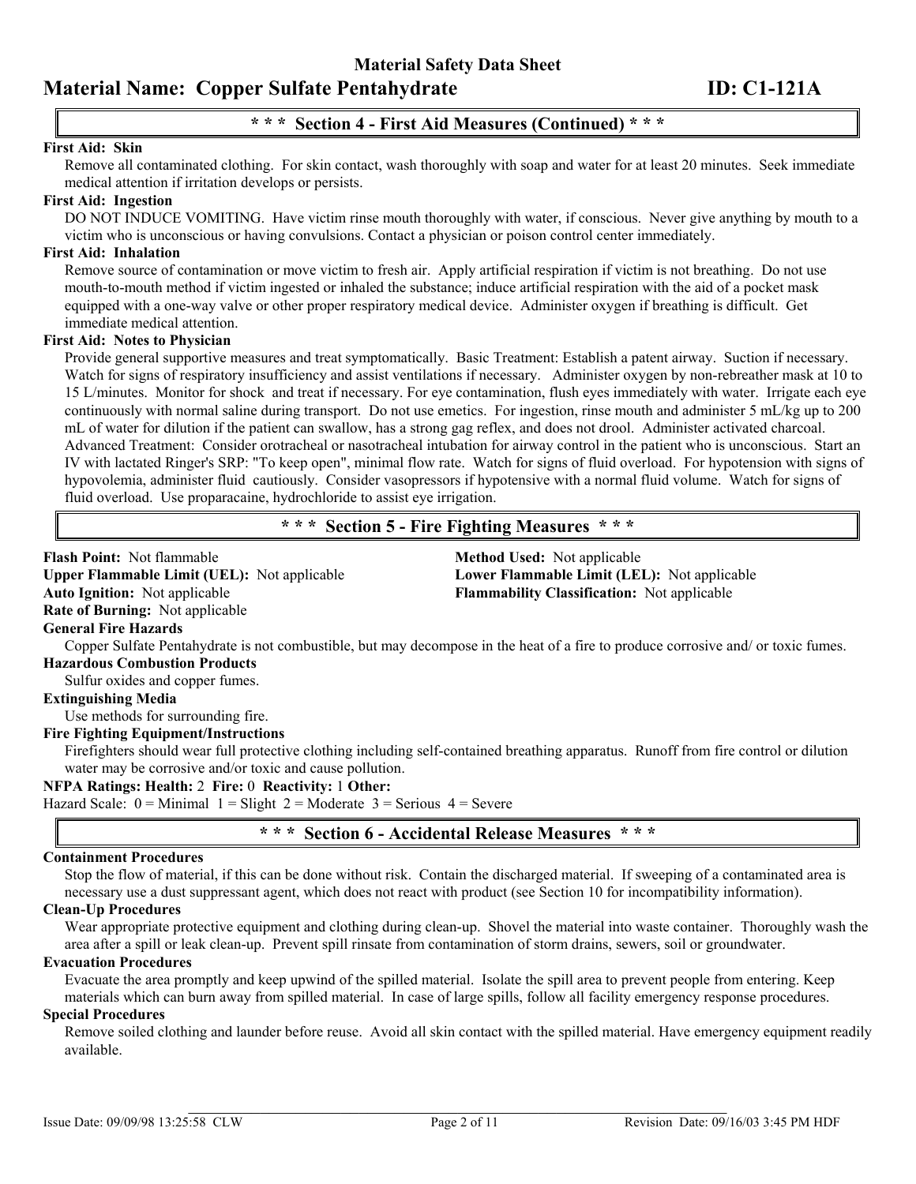## \* \* \* Section 4 - First Aid Measures (Continued) \* \* \*

**First Aid: Skin**

Remove all contaminated clothing. For skin contact, wash thoroughly with soap and water for at least 20 minutes. Seek immediate medical attention if irritation develops or persists.

**First Aid: Ingestion**

DO NOT INDUCE VOMITING. Have victim rinse mouth thoroughly with water, if conscious. Never give anything by mouth to a victim who is unconscious or having convulsions. Contact a physician or poison control center immediately.

**First Aid: Inhalation**

Remove source of contamination or move victim to fresh air. Apply artificial respiration if victim is not breathing. Do not use mouth-to-mouth method if victim ingested or inhaled the substance; induce artificial respiration with the aid of a pocket mask equipped with a one-way valve or other proper respiratory medical device. Administer oxygen if breathing is difficult. Get immediate medical attention.

**First Aid: Notes to Physician**

Provide general supportive measures and treat symptomatically. Basic Treatment: Establish a patent airway. Suction if necessary. Watch for signs of respiratory insufficiency and assist ventilations if necessary. Administer oxygen by non-rebreather mask at 10 to 15 L/minutes. Monitor for shock and treat if necessary. For eye contamination, flush eyes immediately with water. Irrigate each eye continuously with normal saline during transport. Do not use emetics. For ingestion, rinse mouth and administer 5 mL/kg up to 200 mL of water for dilution if the patient can swallow, has a strong gag reflex, and does not drool. Administer activated charcoal. Advanced Treatment: Consider orotracheal or nasotracheal intubation for airway control in the patient who is unconscious. Start an IV with lactated Ringer's SRP: "To keep open", minimal flow rate. Watch for signs of fluid overload. For hypotension with signs of hypovolemia, administer fluid cautiously. Consider vasopressors if hypotensive with a normal fluid volume. Watch for signs of fluid overload. Use proparacaine, hydrochloride to assist eye irrigation.

## \* \* \* Section 5 - Fire Fighting Measures \* \* \*

**Flash Point:** Not flammable
**Method Used:** Not applicable
**Upper Flammable Limit (UEL):** Not applicable
**Lower Flammable Limit (LEL):** Not applicable
**Auto Ignition:** Not applicable
**Flammability Classification:** Not applicable
**Rate of Burning:** Not applicable

**General Fire Hazards**

Copper Sulfate Pentahydrate is not combustible, but may decompose in the heat of a fire to produce corrosive and/ or toxic fumes.

**Hazardous Combustion Products**

Sulfur oxides and copper fumes.

**Extinguishing Media**

Use methods for surrounding fire.

**Fire Fighting Equipment/Instructions**

Firefighters should wear full protective clothing including self-contained breathing apparatus. Runoff from fire control or dilution water may be corrosive and/or toxic and cause pollution.

**NFPA Ratings: Health:** 2 **Fire:** 0 **Reactivity:** 1 **Other:**

Hazard Scale: 0 = Minimal 1 = Slight 2 = Moderate 3 = Serious 4 = Severe

## \* \* \* Section 6 - Accidental Release Measures \* \* \*

**Containment Procedures**

Stop the flow of material, if this can be done without risk. Contain the discharged material. If sweeping of a contaminated area is necessary use a dust suppressant agent, which does not react with product (see Section 10 for incompatibility information).

**Clean-Up Procedures**

Wear appropriate protective equipment and clothing during clean-up. Shovel the material into waste container. Thoroughly wash the area after a spill or leak clean-up. Prevent spill rinsate from contamination of storm drains, sewers, soil or groundwater.

**Evacuation Procedures**

Evacuate the area promptly and keep upwind of the spilled material. Isolate the spill area to prevent people from entering. Keep materials which can burn away from spilled material. In case of large spills, follow all facility emergency response procedures.

**Special Procedures**

Remove soiled clothing and launder before reuse. Avoid all skin contact with the spilled material. Have emergency equipment readily available.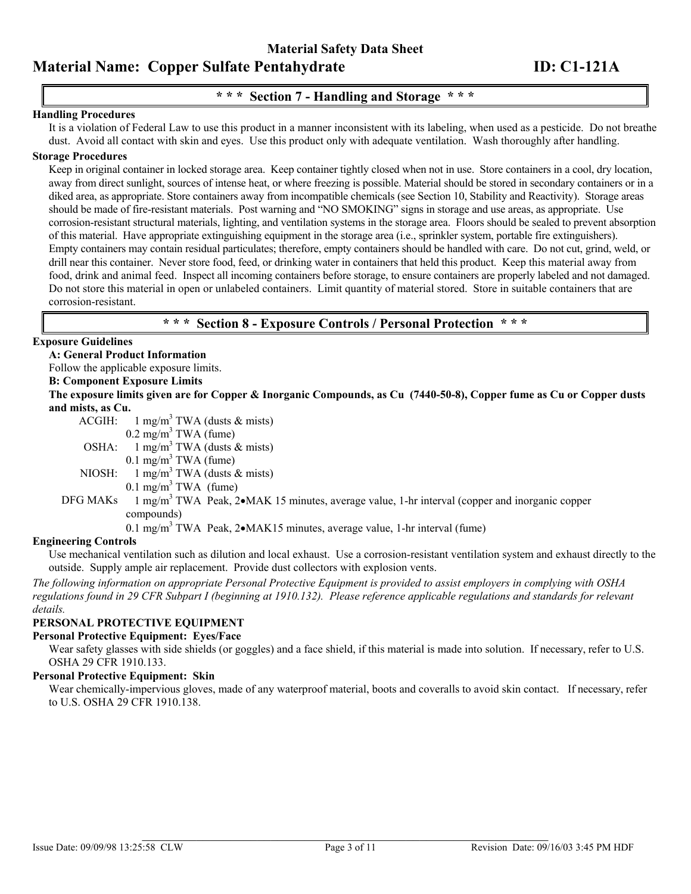## \* \* \* Section 7 - Handling and Storage \* \* \*

**Handling Procedures**

It is a violation of Federal Law to use this product in a manner inconsistent with its labeling, when used as a pesticide. Do not breathe dust. Avoid all contact with skin and eyes. Use this product only with adequate ventilation. Wash thoroughly after handling.

**Storage Procedures**

Keep in original container in locked storage area. Keep container tightly closed when not in use. Store containers in a cool, dry location, away from direct sunlight, sources of intense heat, or where freezing is possible. Material should be stored in secondary containers or in a diked area, as appropriate. Store containers away from incompatible chemicals (see Section 10, Stability and Reactivity). Storage areas should be made of fire-resistant materials. Post warning and "NO SMOKING" signs in storage and use areas, as appropriate. Use corrosion-resistant structural materials, lighting, and ventilation systems in the storage area. Floors should be sealed to prevent absorption of this material. Have appropriate extinguishing equipment in the storage area (i.e., sprinkler system, portable fire extinguishers). Empty containers may contain residual particulates; therefore, empty containers should be handled with care. Do not cut, grind, weld, or drill near this container. Never store food, feed, or drinking water in containers that held this product. Keep this material away from food, drink and animal feed. Inspect all incoming containers before storage, to ensure containers are properly labeled and not damaged. Do not store this material in open or unlabeled containers. Limit quantity of material stored. Store in suitable containers that are corrosion-resistant.

## \* \* \* Section 8 - Exposure Controls / Personal Protection \* \* \*

**Exposure Guidelines**

**A: General Product Information**

Follow the applicable exposure limits.

**B: Component Exposure Limits**

**The exposure limits given are for Copper & Inorganic Compounds, as Cu (7440-50-8), Copper fume as Cu or Copper dusts and mists, as Cu.**

ACGIH: 1 mg/m$^3$ TWA (dusts & mists)
0.2 mg/m$^3$ TWA (fume)

OSHA: 1 mg/m$^3$ TWA (dusts & mists)
0.1 mg/m$^3$ TWA (fume)

NIOSH: 1 mg/m$^3$ TWA (dusts & mists)
0.1 mg/m$^3$ TWA (fume)

DFG MAKs 1 mg/m$^3$ TWA Peak, 2•MAK 15 minutes, average value, 1-hr interval (copper and inorganic copper compounds)
0.1 mg/m$^3$ TWA Peak, 2•MAK15 minutes, average value, 1-hr interval (fume)

**Engineering Controls**

Use mechanical ventilation such as dilution and local exhaust. Use a corrosion-resistant ventilation system and exhaust directly to the outside. Supply ample air replacement. Provide dust collectors with explosion vents.

*The following information on appropriate Personal Protective Equipment is provided to assist employers in complying with OSHA regulations found in 29 CFR Subpart I (beginning at 1910.132). Please reference applicable regulations and standards for relevant details.*

**PERSONAL PROTECTIVE EQUIPMENT**

**Personal Protective Equipment: Eyes/Face**

Wear safety glasses with side shields (or goggles) and a face shield, if this material is made into solution. If necessary, refer to U.S. OSHA 29 CFR 1910.133.

**Personal Protective Equipment: Skin**

Wear chemically-impervious gloves, made of any waterproof material, boots and coveralls to avoid skin contact. If necessary, refer to U.S. OSHA 29 CFR 1910.138.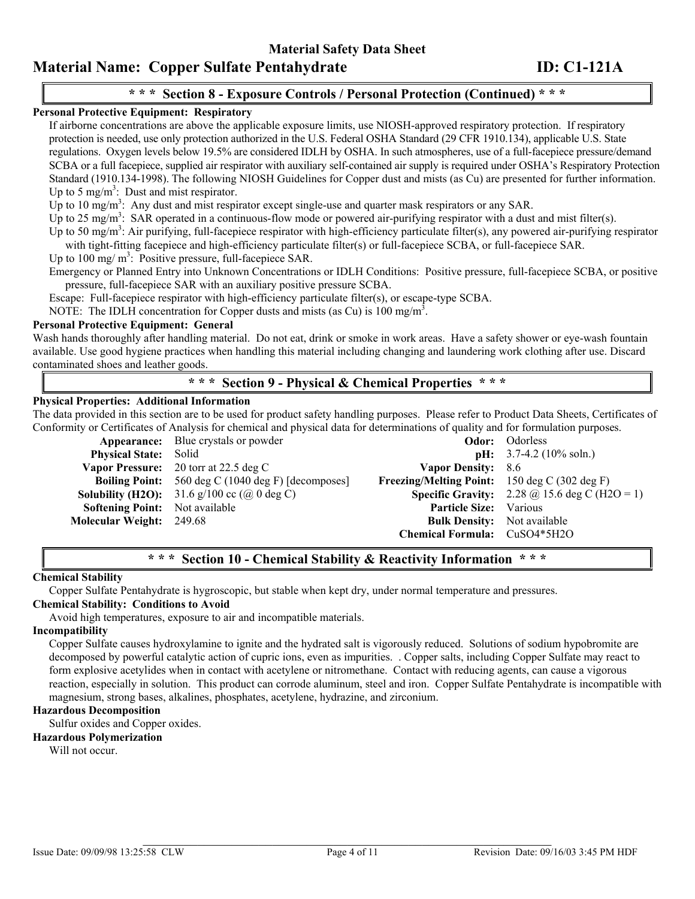## * * * Section 8 - Exposure Controls / Personal Protection (Continued) * * *

**Personal Protective Equipment: Respiratory**

If airborne concentrations are above the applicable exposure limits, use NIOSH-approved respiratory protection. If respiratory protection is needed, use only protection authorized in the U.S. Federal OSHA Standard (29 CFR 1910.134), applicable U.S. State regulations. Oxygen levels below 19.5% are considered IDLH by OSHA. In such atmospheres, use of a full-facepiece pressure/demand SCBA or a full facepiece, supplied air respirator with auxiliary self-contained air supply is required under OSHA's Respiratory Protection Standard (1910.134-1998). The following NIOSH Guidelines for Copper dust and mists (as Cu) are presented for further information.

Up to 5 $mg/m^3$: Dust and mist respirator.

Up to 10 $mg/m^3$: Any dust and mist respirator except single-use and quarter mask respirators or any SAR.

Up to 25 $mg/m^3$: SAR operated in a continuous-flow mode or powered air-purifying respirator with a dust and mist filter(s).

Up to 50 $mg/m^3$: Air purifying, full-facepiece respirator with high-efficiency particulate filter(s), any powered air-purifying respirator with tight-fitting facepiece and high-efficiency particulate filter(s) or full-facepiece SCBA, or full-facepiece SAR.

Up to 100 $mg/m^3$: Positive pressure, full-facepiece SAR.

Emergency or Planned Entry into Unknown Concentrations or IDLH Conditions: Positive pressure, full-facepiece SCBA, or positive pressure, full-facepiece SAR with an auxiliary positive pressure SCBA.

Escape: Full-facepiece respirator with high-efficiency particulate filter(s), or escape-type SCBA.

NOTE: The IDLH concentration for Copper dusts and mists (as Cu) is 100 $mg/m^3$.

**Personal Protective Equipment: General**

Wash hands thoroughly after handling material. Do not eat, drink or smoke in work areas. Have a safety shower or eye-wash fountain available. Use good hygiene practices when handling this material including changing and laundering work clothing after use. Discard contaminated shoes and leather goods.

## * * * Section 9 - Physical & Chemical Properties * * *

**Physical Properties: Additional Information**

The data provided in this section are to be used for product safety handling purposes. Please refer to Product Data Sheets, Certificates of Conformity or Certificates of Analysis for chemical and physical data for determinations of quality and for formulation purposes.

| | | | |
|---|---|---|---|
| **Appearance:** | Blue crystals or powder | **Odor:** | Odorless |
| **Physical State:** | Solid | **pH:** | 3.7-4.2 (10% soln.) |
| **Vapor Pressure:** | 20 torr at 22.5 deg C | **Vapor Density:** | 8.6 |
| **Boiling Point:** | 560 deg C (1040 deg F) [decomposes] | **Freezing/Melting Point:** | 150 deg C (302 deg F) |
| **Solubility (H2O):** | 31.6 g/100 cc (@ 0 deg C) | **Specific Gravity:** | 2.28 @ 15.6 deg C (H2O = 1) |
| **Softening Point:** | Not available | **Particle Size:** | Various |
| **Molecular Weight:** | 249.68 | **Bulk Density:** | Not available |
| | | **Chemical Formula:** | $CuSO_4 \cdot 5H_2O$ |

## * * * Section 10 - Chemical Stability & Reactivity Information * * *

**Chemical Stability**

Copper Sulfate Pentahydrate is hygroscopic, but stable when kept dry, under normal temperature and pressures.

**Chemical Stability: Conditions to Avoid**

Avoid high temperatures, exposure to air and incompatible materials.

**Incompatibility**

Copper Sulfate causes hydroxylamine to ignite and the hydrated salt is vigorously reduced. Solutions of sodium hypobromite are decomposed by powerful catalytic action of cupric ions, even as impurities. . Copper salts, including Copper Sulfate may react to form explosive acetylides when in contact with acetylene or nitromethane. Contact with reducing agents, can cause a vigorous reaction, especially in solution. This product can corrode aluminum, steel and iron. Copper Sulfate Pentahydrate is incompatible with magnesium, strong bases, alkalines, phosphates, acetylene, hydrazine, and zirconium.

**Hazardous Decomposition**

Sulfur oxides and Copper oxides.

**Hazardous Polymerization**

Will not occur.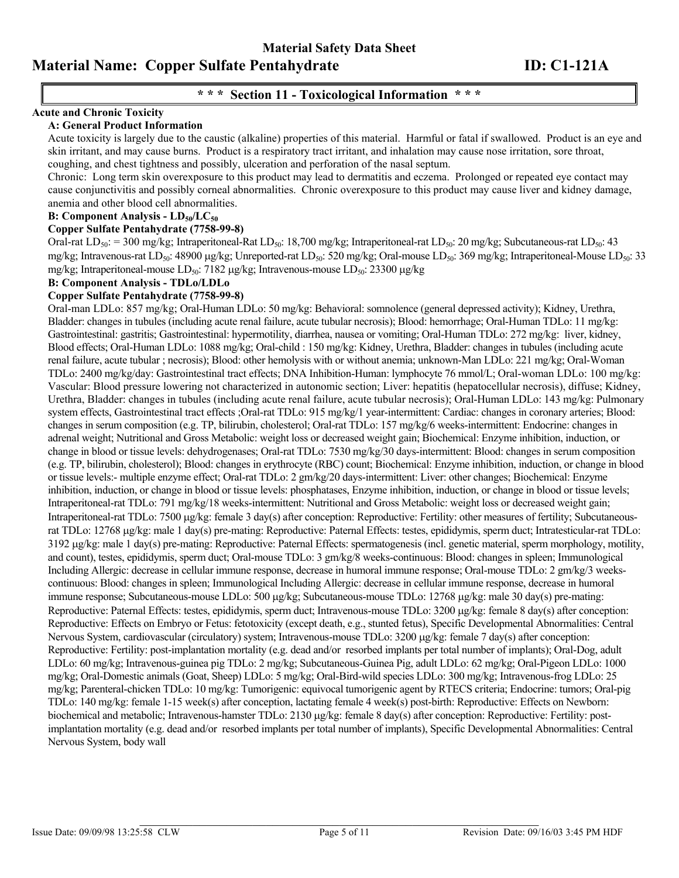# Material Safety Data Sheet

# Material Name: Copper Sulfate Pentahydrate ID: C1-121A

## \* \* \* Section 11 - Toxicological Information \* \* \*

**Acute and Chronic Toxicity**

**A: General Product Information**

Acute toxicity is largely due to the caustic (alkaline) properties of this material. Harmful or fatal if swallowed. Product is an eye and skin irritant, and may cause burns. Product is a respiratory tract irritant, and inhalation may cause nose irritation, sore throat, coughing, and chest tightness and possibly, ulceration and perforation of the nasal septum.

Chronic: Long term skin overexposure to this product may lead to dermatitis and eczema. Prolonged or repeated eye contact may cause conjunctivitis and possibly corneal abnormalities. Chronic overexposure to this product may cause liver and kidney damage, anemia and other blood cell abnormalities.

**B: Component Analysis - $LD_{50}$/$LC_{50}$**

**Copper Sulfate Pentahydrate (7758-99-8)**

Oral-rat $LD_{50}$: = 300 mg/kg; Intraperitoneal-Rat $LD_{50}$: 18,700 mg/kg; Intraperitoneal-rat $LD_{50}$: 20 mg/kg; Subcutaneous-rat $LD_{50}$: 43 mg/kg; Intravenous-rat $LD_{50}$: 48900 µg/kg; Unreported-rat $LD_{50}$: 520 mg/kg; Oral-mouse $LD_{50}$: 369 mg/kg; Intraperitoneal-Mouse $LD_{50}$: 33 mg/kg; Intraperitoneal-mouse $LD_{50}$: 7182 µg/kg; Intravenous-mouse $LD_{50}$: 23300 µg/kg

**B: Component Analysis - TDLo/LDLo**

**Copper Sulfate Pentahydrate (7758-99-8)**

Oral-man LDLo: 857 mg/kg; Oral-Human LDLo: 50 mg/kg: Behavioral: somnolence (general depressed activity); Kidney, Urethra, Bladder: changes in tubules (including acute renal failure, acute tubular necrosis); Blood: hemorrhage; Oral-Human TDLo: 11 mg/kg: Gastrointestinal: gastritis; Gastrointestinal: hypermotility, diarrhea, nausea or vomiting; Oral-Human TDLo: 272 mg/kg: liver, kidney, Blood effects; Oral-Human LDLo: 1088 mg/kg; Oral-child : 150 mg/kg: Kidney, Urethra, Bladder: changes in tubules (including acute renal failure, acute tubular ; necrosis); Blood: other hemolysis with or without anemia; unknown-Man LDLo: 221 mg/kg; Oral-Woman TDLo: 2400 mg/kg/day: Gastrointestinal tract effects; DNA Inhibition-Human: lymphocyte 76 mmol/L; Oral-woman LDLo: 100 mg/kg: Vascular: Blood pressure lowering not characterized in autonomic section; Liver: hepatitis (hepatocellular necrosis), diffuse; Kidney, Urethra, Bladder: changes in tubules (including acute renal failure, acute tubular necrosis); Oral-Human LDLo: 143 mg/kg: Pulmonary system effects, Gastrointestinal tract effects ;Oral-rat TDLo: 915 mg/kg/1 year-intermittent: Cardiac: changes in coronary arteries; Blood: changes in serum composition (e.g. TP, bilirubin, cholesterol; Oral-rat TDLo: 157 mg/kg/6 weeks-intermittent: Endocrine: changes in adrenal weight; Nutritional and Gross Metabolic: weight loss or decreased weight gain; Biochemical: Enzyme inhibition, induction, or change in blood or tissue levels: dehydrogenases; Oral-rat TDLo: 7530 mg/kg/30 days-intermittent: Blood: changes in serum composition (e.g. TP, bilirubin, cholesterol); Blood: changes in erythrocyte (RBC) count; Biochemical: Enzyme inhibition, induction, or change in blood or tissue levels:- multiple enzyme effect; Oral-rat TDLo: 2 gm/kg/20 days-intermittent: Liver: other changes; Biochemical: Enzyme inhibition, induction, or change in blood or tissue levels: phosphatases, Enzyme inhibition, induction, or change in blood or tissue levels; Intraperitoneal-rat TDLo: 791 mg/kg/18 weeks-intermittent: Nutritional and Gross Metabolic: weight loss or decreased weight gain; Intraperitoneal-rat TDLo: 7500 µg/kg: female 3 day(s) after conception: Reproductive: Fertility: other measures of fertility; Subcutaneous-rat TDLo: 12768 µg/kg: male 1 day(s) pre-mating: Reproductive: Paternal Effects: testes, epididymis, sperm duct; Intratesticular-rat TDLo: 3192 µg/kg: male 1 day(s) pre-mating: Reproductive: Paternal Effects: spermatogenesis (incl. genetic material, sperm morphology, motility, and count), testes, epididymis, sperm duct; Oral-mouse TDLo: 3 gm/kg/8 weeks-continuous: Blood: changes in spleen; Immunological Including Allergic: decrease in cellular immune response, decrease in humoral immune response; Oral-mouse TDLo: 2 gm/kg/3 weeks-continuous: Blood: changes in spleen; Immunological Including Allergic: decrease in cellular immune response, decrease in humoral immune response; Subcutaneous-mouse LDLo: 500 µg/kg; Subcutaneous-mouse TDLo: 12768 µg/kg: male 30 day(s) pre-mating: Reproductive: Paternal Effects: testes, epididymis, sperm duct; Intravenous-mouse TDLo: 3200 µg/kg: female 8 day(s) after conception: Reproductive: Effects on Embryo or Fetus: fetotoxicity (except death, e.g., stunted fetus), Specific Developmental Abnormalities: Central Nervous System, cardiovascular (circulatory) system; Intravenous-mouse TDLo: 3200 µg/kg: female 7 day(s) after conception: Reproductive: Fertility: post-implantation mortality (e.g. dead and/or resorbed implants per total number of implants); Oral-Dog, adult LDLo: 60 mg/kg; Intravenous-guinea pig TDLo: 2 mg/kg; Subcutaneous-Guinea Pig, adult LDLo: 62 mg/kg; Oral-Pigeon LDLo: 1000 mg/kg; Oral-Domestic animals (Goat, Sheep) LDLo: 5 mg/kg; Oral-Bird-wild species LDLo: 300 mg/kg; Intravenous-frog LDLo: 25 mg/kg; Parenteral-chicken TDLo: 10 mg/kg: Tumorigenic: equivocal tumorigenic agent by RTECS criteria; Endocrine: tumors; Oral-pig TDLo: 140 mg/kg: female 1-15 week(s) after conception, lactating female 4 week(s) post-birth: Reproductive: Effects on Newborn: biochemical and metabolic; Intravenous-hamster TDLo: 2130 µg/kg: female 8 day(s) after conception: Reproductive: Fertility: post-implantation mortality (e.g. dead and/or resorbed implants per total number of implants), Specific Developmental Abnormalities: Central Nervous System, body wall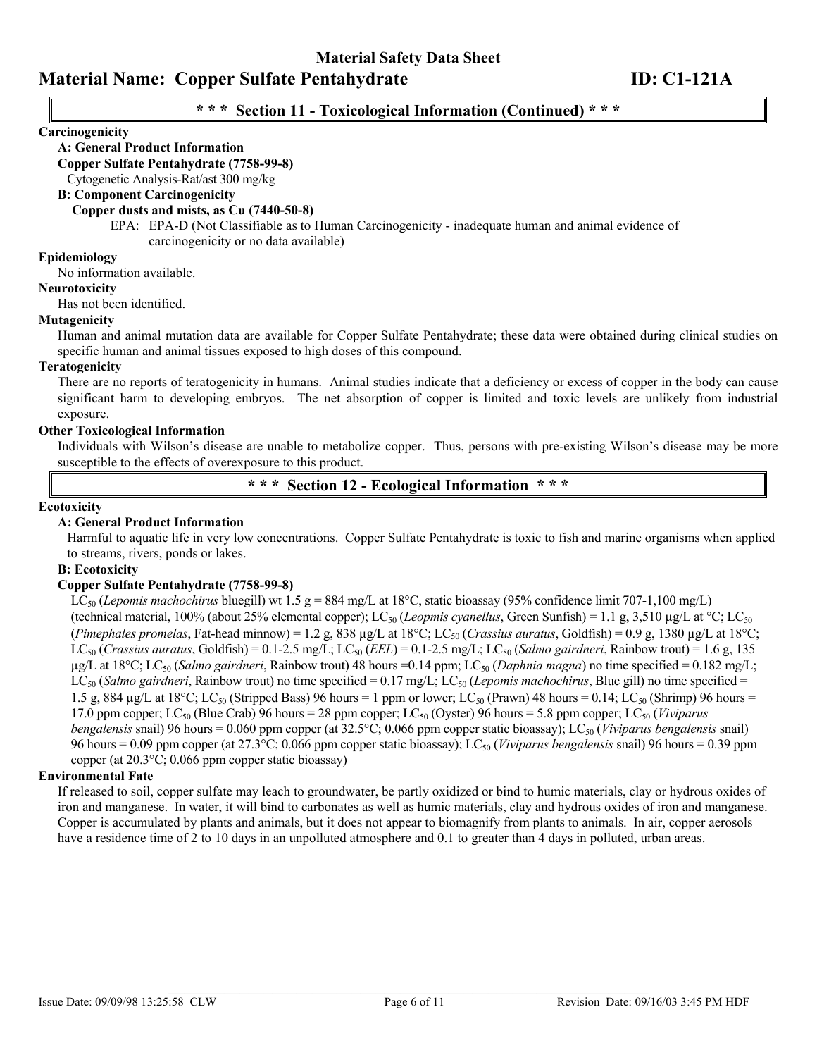## \* \* \* Section 11 - Toxicological Information (Continued) \* \* \*

**Carcinogenicity**

**A: General Product Information**

**Copper Sulfate Pentahydrate (7758-99-8)**

Cytogenetic Analysis-Rat/ast 300 mg/kg

**B: Component Carcinogenicity**

**Copper dusts and mists, as Cu (7440-50-8)**

EPA: EPA-D (Not Classifiable as to Human Carcinogenicity - inadequate human and animal evidence of carcinogenicity or no data available)

**Epidemiology**

No information available.

**Neurotoxicity**

Has not been identified.

**Mutagenicity**

Human and animal mutation data are available for Copper Sulfate Pentahydrate; these data were obtained during clinical studies on specific human and animal tissues exposed to high doses of this compound.

**Teratogenicity**

There are no reports of teratogenicity in humans. Animal studies indicate that a deficiency or excess of copper in the body can cause significant harm to developing embryos. The net absorption of copper is limited and toxic levels are unlikely from industrial exposure.

**Other Toxicological Information**

Individuals with Wilson's disease are unable to metabolize copper. Thus, persons with pre-existing Wilson's disease may be more susceptible to the effects of overexposure to this product.

## \* \* \* Section 12 - Ecological Information \* \* \*

**Ecotoxicity**

**A: General Product Information**

Harmful to aquatic life in very low concentrations. Copper Sulfate Pentahydrate is toxic to fish and marine organisms when applied to streams, rivers, ponds or lakes.

**B: Ecotoxicity**

**Copper Sulfate Pentahydrate (7758-99-8)**

$LC_{50}$ (*Lepomis machochirus* bluegill) wt 1.5 g = 884 mg/L at 18°C, static bioassay (95% confidence limit 707-1,100 mg/L) (technical material, 100% (about 25% elemental copper); $LC_{50}$ (*Leopmis cyanellus*, Green Sunfish) = 1.1 g, 3,510 µg/L at °C; $LC_{50}$ (*Pimephales promelas*, Fat-head minnow) = 1.2 g, 838 µg/L at 18°C; $LC_{50}$ (*Crassius auratus*, Goldfish) = 0.9 g, 1380 µg/L at 18°C; $LC_{50}$ (*Crassius auratus*, Goldfish) = 0.1-2.5 mg/L; $LC_{50}$ (*EEL*) = 0.1-2.5 mg/L; $LC_{50}$ (*Salmo gairdneri*, Rainbow trout) = 1.6 g, 135 µg/L at 18°C; $LC_{50}$ (*Salmo gairdneri*, Rainbow trout) 48 hours =0.14 ppm; $LC_{50}$ (*Daphnia magna*) no time specified = 0.182 mg/L; $LC_{50}$ (*Salmo gairdneri*, Rainbow trout) no time specified = 0.17 mg/L; $LC_{50}$ (*Lepomis machochirus*, Blue gill) no time specified = 1.5 g, 884 µg/L at 18°C; $LC_{50}$ (Stripped Bass) 96 hours = 1 ppm or lower; $LC_{50}$ (Prawn) 48 hours = 0.14; $LC_{50}$ (Shrimp) 96 hours = 17.0 ppm copper; $LC_{50}$ (Blue Crab) 96 hours = 28 ppm copper; $LC_{50}$ (Oyster) 96 hours = 5.8 ppm copper; $LC_{50}$ (*Viviparus bengalensis* snail) 96 hours = 0.060 ppm copper (at 32.5°C; 0.066 ppm copper static bioassay); $LC_{50}$ (*Viviparus bengalensis* snail) 96 hours = 0.09 ppm copper (at 27.3°C; 0.066 ppm copper static bioassay); $LC_{50}$ (*Viviparus bengalensis* snail) 96 hours = 0.39 ppm copper (at 20.3°C; 0.066 ppm copper static bioassay)

**Environmental Fate**

If released to soil, copper sulfate may leach to groundwater, be partly oxidized or bind to humic materials, clay or hydrous oxides of iron and manganese. In water, it will bind to carbonates as well as humic materials, clay and hydrous oxides of iron and manganese. Copper is accumulated by plants and animals, but it does not appear to biomagnify from plants to animals. In air, copper aerosols have a residence time of 2 to 10 days in an unpolluted atmosphere and 0.1 to greater than 4 days in polluted, urban areas.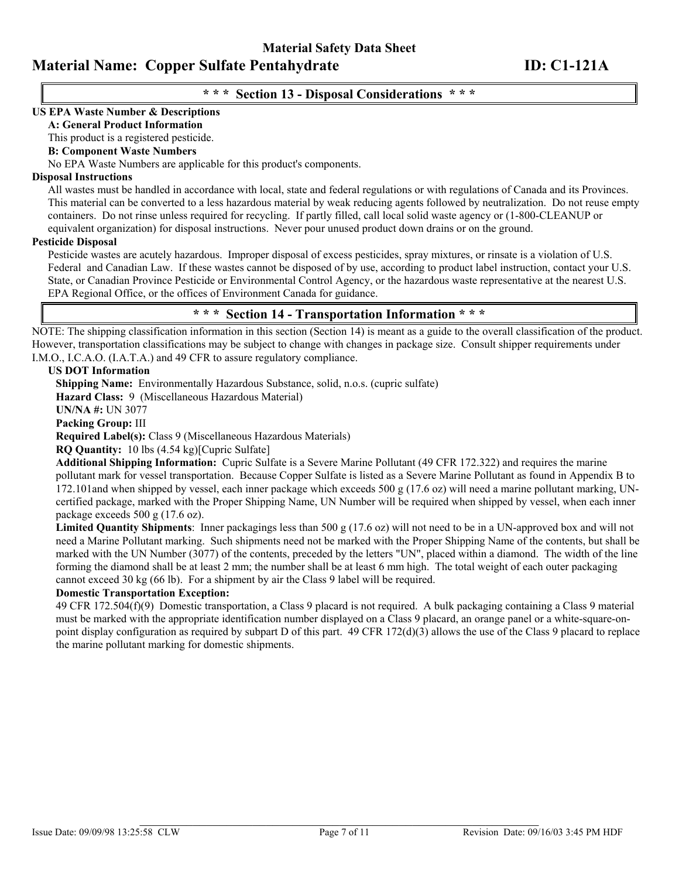## \* \* \* Section 13 - Disposal Considerations \* \* \*

**US EPA Waste Number & Descriptions**

**A: General Product Information**

This product is a registered pesticide.

**B: Component Waste Numbers**

No EPA Waste Numbers are applicable for this product's components.

**Disposal Instructions**

All wastes must be handled in accordance with local, state and federal regulations or with regulations of Canada and its Provinces. This material can be converted to a less hazardous material by weak reducing agents followed by neutralization. Do not reuse empty containers. Do not rinse unless required for recycling. If partly filled, call local solid waste agency or (1-800-CLEANUP or equivalent organization) for disposal instructions. Never pour unused product down drains or on the ground.

**Pesticide Disposal**

Pesticide wastes are acutely hazardous. Improper disposal of excess pesticides, spray mixtures, or rinsate is a violation of U.S. Federal and Canadian Law. If these wastes cannot be disposed of by use, according to product label instruction, contact your U.S. State, or Canadian Province Pesticide or Environmental Control Agency, or the hazardous waste representative at the nearest U.S. EPA Regional Office, or the offices of Environment Canada for guidance.

## \* \* \* Section 14 - Transportation Information \* \* \*

NOTE: The shipping classification information in this section (Section 14) is meant as a guide to the overall classification of the product. However, transportation classifications may be subject to change with changes in package size. Consult shipper requirements under I.M.O., I.C.A.O. (I.A.T.A.) and 49 CFR to assure regulatory compliance.

**US DOT Information**

**Shipping Name:** Environmentally Hazardous Substance, solid, n.o.s. (cupric sulfate)

**Hazard Class:** 9 (Miscellaneous Hazardous Material)

**UN/NA #:** UN 3077

**Packing Group:** III

**Required Label(s):** Class 9 (Miscellaneous Hazardous Materials)

**RQ Quantity:** 10 lbs (4.54 kg)[Cupric Sulfate]

**Additional Shipping Information:** Cupric Sulfate is a Severe Marine Pollutant (49 CFR 172.322) and requires the marine pollutant mark for vessel transportation. Because Copper Sulfate is listed as a Severe Marine Pollutant as found in Appendix B to 172.101and when shipped by vessel, each inner package which exceeds 500 g (17.6 oz) will need a marine pollutant marking, UN-certified package, marked with the Proper Shipping Name, UN Number will be required when shipped by vessel, when each inner package exceeds 500 g (17.6 oz).

**Limited Quantity Shipments**: Inner packagings less than 500 g (17.6 oz) will not need to be in a UN-approved box and will not need a Marine Pollutant marking. Such shipments need not be marked with the Proper Shipping Name of the contents, but shall be marked with the UN Number (3077) of the contents, preceded by the letters "UN", placed within a diamond. The width of the line forming the diamond shall be at least 2 mm; the number shall be at least 6 mm high. The total weight of each outer packaging cannot exceed 30 kg (66 lb). For a shipment by air the Class 9 label will be required.

**Domestic Transportation Exception:**

49 CFR 172.504(f)(9) Domestic transportation, a Class 9 placard is not required. A bulk packaging containing a Class 9 material must be marked with the appropriate identification number displayed on a Class 9 placard, an orange panel or a white-square-on-point display configuration as required by subpart D of this part. 49 CFR 172(d)(3) allows the use of the Class 9 placard to replace the marine pollutant marking for domestic shipments.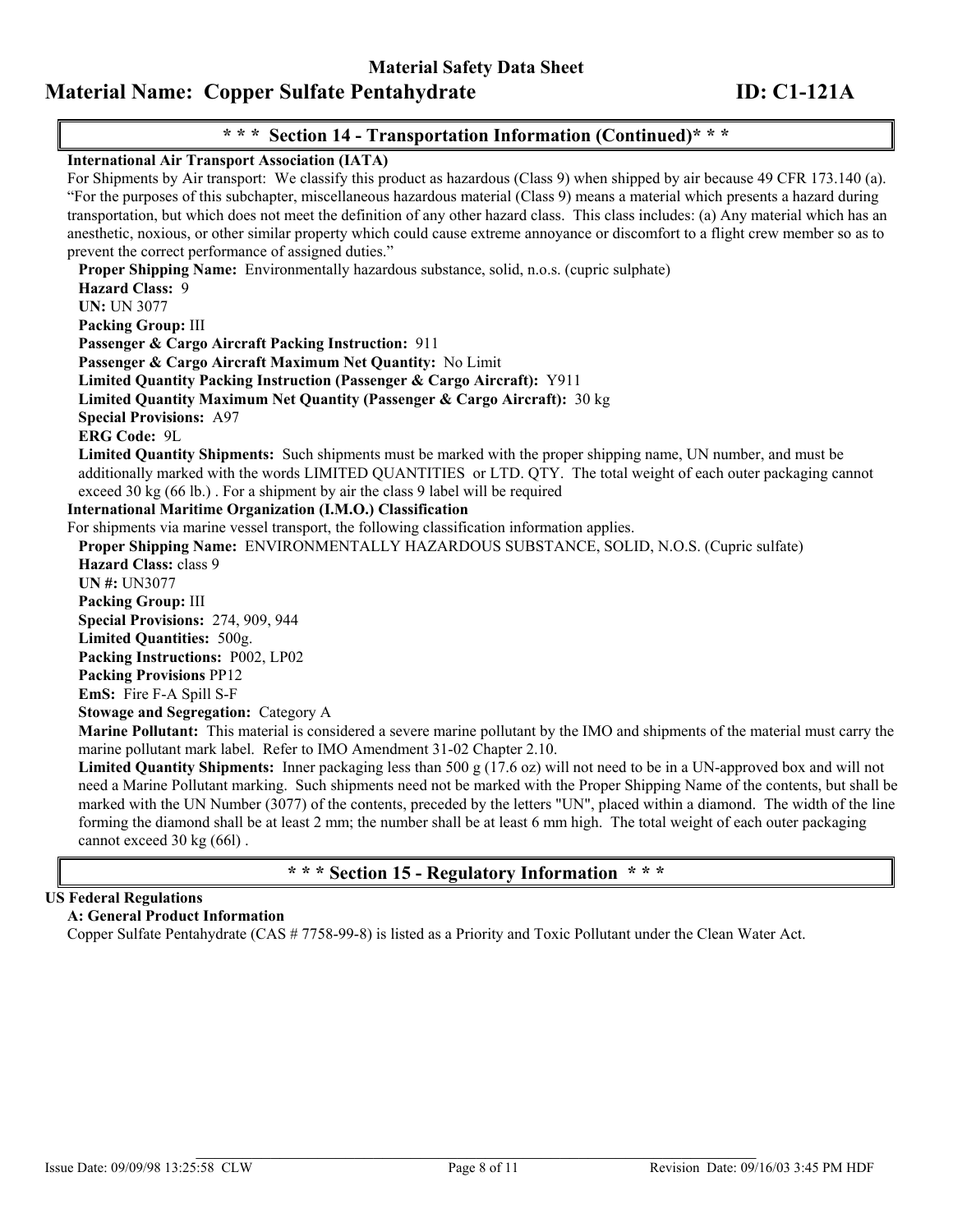## * * * Section 14 - Transportation Information (Continued)* * *

**International Air Transport Association (IATA)**

For Shipments by Air transport: We classify this product as hazardous (Class 9) when shipped by air because 49 CFR 173.140 (a). "For the purposes of this subchapter, miscellaneous hazardous material (Class 9) means a material which presents a hazard during transportation, but which does not meet the definition of any other hazard class. This class includes: (a) Any material which has an anesthetic, noxious, or other similar property which could cause extreme annoyance or discomfort to a flight crew member so as to prevent the correct performance of assigned duties."

**Proper Shipping Name:** Environmentally hazardous substance, solid, n.o.s. (cupric sulphate)

**Hazard Class:** 9

**UN:** UN 3077

**Packing Group:** III

**Passenger & Cargo Aircraft Packing Instruction:** 911

**Passenger & Cargo Aircraft Maximum Net Quantity:** No Limit

**Limited Quantity Packing Instruction (Passenger & Cargo Aircraft):** Y911

**Limited Quantity Maximum Net Quantity (Passenger & Cargo Aircraft):** 30 kg

**Special Provisions:** A97

**ERG Code:** 9L

**Limited Quantity Shipments:** Such shipments must be marked with the proper shipping name, UN number, and must be additionally marked with the words LIMITED QUANTITIES or LTD. QTY. The total weight of each outer packaging cannot exceed 30 kg (66 lb.) . For a shipment by air the class 9 label will be required

**International Maritime Organization (I.M.O.) Classification**

For shipments via marine vessel transport, the following classification information applies.

**Proper Shipping Name:** ENVIRONMENTALLY HAZARDOUS SUBSTANCE, SOLID, N.O.S. (Cupric sulfate)

**Hazard Class:** class 9

**UN #:** UN3077

**Packing Group:** III

**Special Provisions:** 274, 909, 944

**Limited Quantities:** 500g.

**Packing Instructions:** P002, LP02

**Packing Provisions** PP12

**EmS:** Fire F-A Spill S-F

**Stowage and Segregation:** Category A

**Marine Pollutant:** This material is considered a severe marine pollutant by the IMO and shipments of the material must carry the marine pollutant mark label. Refer to IMO Amendment 31-02 Chapter 2.10.

**Limited Quantity Shipments:** Inner packaging less than 500 g (17.6 oz) will not need to be in a UN-approved box and will not need a Marine Pollutant marking. Such shipments need not be marked with the Proper Shipping Name of the contents, but shall be marked with the UN Number (3077) of the contents, preceded by the letters "UN", placed within a diamond. The width of the line forming the diamond shall be at least 2 mm; the number shall be at least 6 mm high. The total weight of each outer packaging cannot exceed 30 kg (66l) .

## * * * Section 15 - Regulatory Information * * *

**US Federal Regulations**

**A: General Product Information**

Copper Sulfate Pentahydrate (CAS # 7758-99-8) is listed as a Priority and Toxic Pollutant under the Clean Water Act.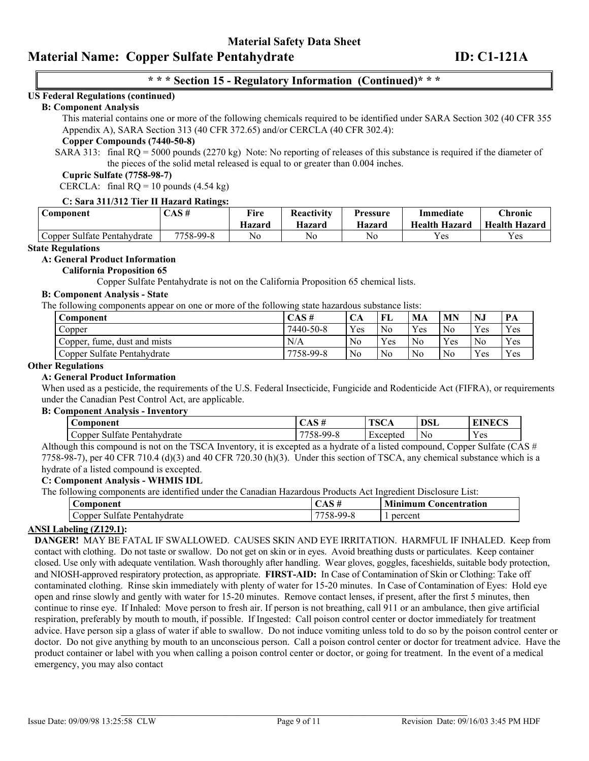# Material Safety Data Sheet

## Material Name: Copper Sulfate Pentahydrate — ID: C1-121A

### * * * Section 15 - Regulatory Information (Continued)* * *

**US Federal Regulations (continued)**

**B: Component Analysis**

This material contains one or more of the following chemicals required to be identified under SARA Section 302 (40 CFR 355 Appendix A), SARA Section 313 (40 CFR 372.65) and/or CERCLA (40 CFR 302.4):

**Copper Compounds (7440-50-8)**

SARA 313: final RQ = 5000 pounds (2270 kg) Note: No reporting of releases of this substance is required if the diameter of the pieces of the solid metal released is equal to or greater than 0.004 inches.

**Cupric Sulfate (7758-98-7)**

CERCLA: final RQ = 10 pounds (4.54 kg)

**C: Sara 311/312 Tier II Hazard Ratings:**

| Component | CAS # | Fire Hazard | Reactivity Hazard | Pressure Hazard | Immediate Health Hazard | Chronic Health Hazard |
|---|---|---|---|---|---|---|
| Copper Sulfate Pentahydrate | 7758-99-8 | No | No | No | Yes | Yes |

**State Regulations**

**A: General Product Information**

**California Proposition 65**

Copper Sulfate Pentahydrate is not on the California Proposition 65 chemical lists.

**B: Component Analysis - State**

The following components appear on one or more of the following state hazardous substance lists:

| Component | CAS # | CA | FL | MA | MN | NJ | PA |
|---|---|---|---|---|---|---|---|
| Copper | 7440-50-8 | Yes | No | Yes | No | Yes | Yes |
| Copper, fume, dust and mists | N/A | No | Yes | No | Yes | No | Yes |
| Copper Sulfate Pentahydrate | 7758-99-8 | No | No | No | No | Yes | Yes |

**Other Regulations**

**A: General Product Information**

When used as a pesticide, the requirements of the U.S. Federal Insecticide, Fungicide and Rodenticide Act (FIFRA), or requirements under the Canadian Pest Control Act, are applicable.

**B: Component Analysis - Inventory**

| Component | CAS # | TSCA | DSL | EINECS |
|---|---|---|---|---|
| Copper Sulfate Pentahydrate | 7758-99-8 | Excepted | No | Yes |

Although this compound is not on the TSCA Inventory, it is excepted as a hydrate of a listed compound, Copper Sulfate (CAS # 7758-98-7), per 40 CFR 710.4 (d)(3) and 40 CFR 720.30 (h)(3). Under this section of TSCA, any chemical substance which is a hydrate of a listed compound is excepted.

**C: Component Analysis - WHMIS IDL**

The following components are identified under the Canadian Hazardous Products Act Ingredient Disclosure List:

| Component | CAS # | Minimum Concentration |
|---|---|---|
| Copper Sulfate Pentahydrate | 7758-99-8 | 1 percent |

**ANSI Labeling (Z129.1):**

**DANGER!** MAY BE FATAL IF SWALLOWED. CAUSES SKIN AND EYE IRRITATION. HARMFUL IF INHALED. Keep from contact with clothing. Do not taste or swallow. Do not get on skin or in eyes. Avoid breathing dusts or particulates. Keep container closed. Use only with adequate ventilation. Wash thoroughly after handling. Wear gloves, goggles, faceshields, suitable body protection, and NIOSH-approved respiratory protection, as appropriate. **FIRST-AID:** In Case of Contamination of Skin or Clothing: Take off contaminated clothing. Rinse skin immediately with plenty of water for 15-20 minutes. In Case of Contamination of Eyes: Hold eye open and rinse slowly and gently with water for 15-20 minutes. Remove contact lenses, if present, after the first 5 minutes, then continue to rinse eye. If Inhaled: Move person to fresh air. If person is not breathing, call 911 or an ambulance, then give artificial respiration, preferably by mouth to mouth, if possible. If Ingested: Call poison control center or doctor immediately for treatment advice. Have person sip a glass of water if able to swallow. Do not induce vomiting unless told to do so by the poison control center or doctor. Do not give anything by mouth to an unconscious person. Call a poison control center or doctor for treatment advice. Have the product container or label with you when calling a poison control center or doctor, or going for treatment. In the event of a medical emergency, you may also contact

Issue Date: 09/09/98 13:25:58 CLW — Revision Date: 09/16/03 3:45 PM HDF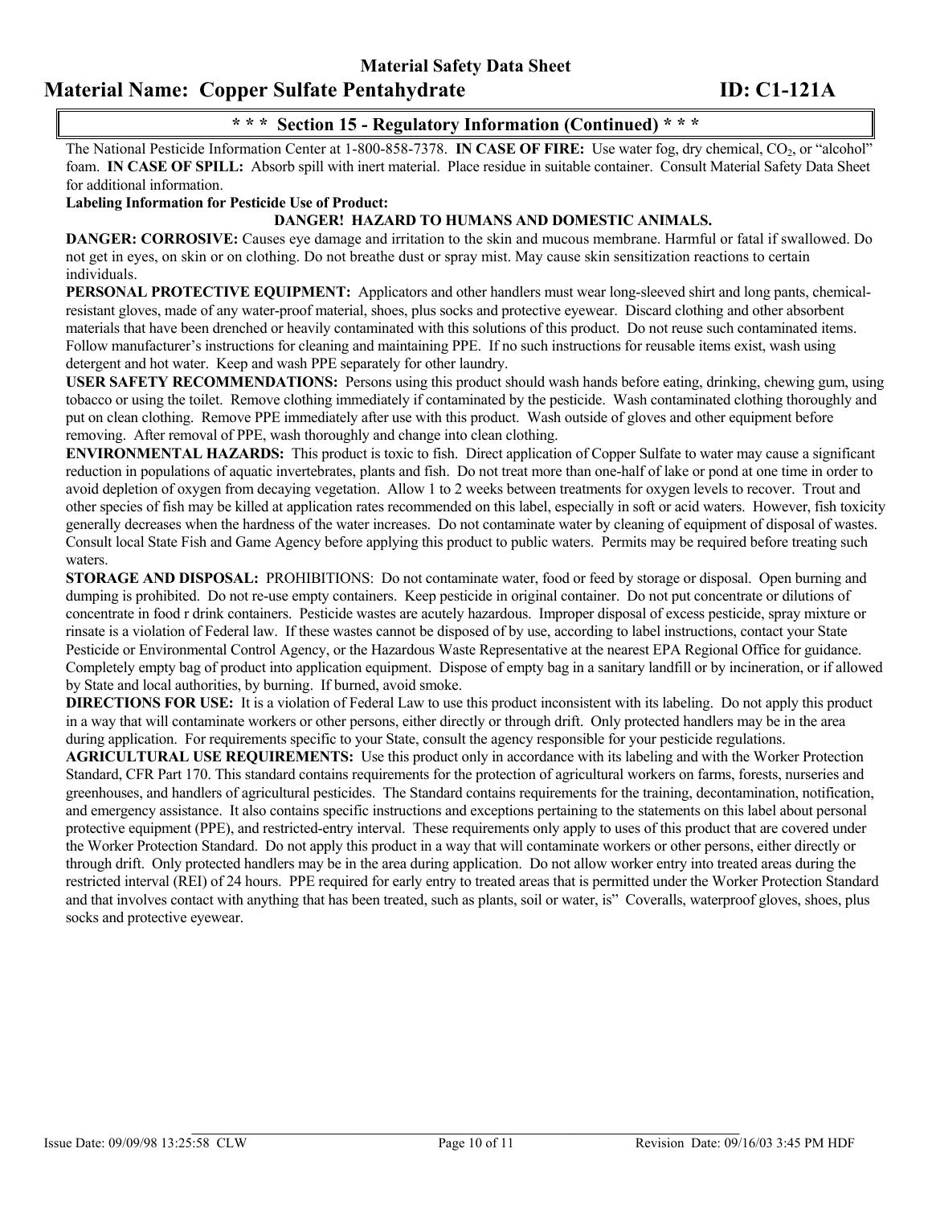## * * * Section 15 - Regulatory Information (Continued) * * *

The National Pesticide Information Center at 1-800-858-7378. **IN CASE OF FIRE:** Use water fog, dry chemical, $CO_2$, or "alcohol" foam. **IN CASE OF SPILL:** Absorb spill with inert material. Place residue in suitable container. Consult Material Safety Data Sheet for additional information.

**Labeling Information for Pesticide Use of Product:**

**DANGER! HAZARD TO HUMANS AND DOMESTIC ANIMALS.**

**DANGER: CORROSIVE:** Causes eye damage and irritation to the skin and mucous membrane. Harmful or fatal if swallowed. Do not get in eyes, on skin or on clothing. Do not breathe dust or spray mist. May cause skin sensitization reactions to certain individuals.

**PERSONAL PROTECTIVE EQUIPMENT:** Applicators and other handlers must wear long-sleeved shirt and long pants, chemical-resistant gloves, made of any water-proof material, shoes, plus socks and protective eyewear. Discard clothing and other absorbent materials that have been drenched or heavily contaminated with this solutions of this product. Do not reuse such contaminated items. Follow manufacturer's instructions for cleaning and maintaining PPE. If no such instructions for reusable items exist, wash using detergent and hot water. Keep and wash PPE separately for other laundry.

**USER SAFETY RECOMMENDATIONS:** Persons using this product should wash hands before eating, drinking, chewing gum, using tobacco or using the toilet. Remove clothing immediately if contaminated by the pesticide. Wash contaminated clothing thoroughly and put on clean clothing. Remove PPE immediately after use with this product. Wash outside of gloves and other equipment before removing. After removal of PPE, wash thoroughly and change into clean clothing.

**ENVIRONMENTAL HAZARDS:** This product is toxic to fish. Direct application of Copper Sulfate to water may cause a significant reduction in populations of aquatic invertebrates, plants and fish. Do not treat more than one-half of lake or pond at one time in order to avoid depletion of oxygen from decaying vegetation. Allow 1 to 2 weeks between treatments for oxygen levels to recover. Trout and other species of fish may be killed at application rates recommended on this label, especially in soft or acid waters. However, fish toxicity generally decreases when the hardness of the water increases. Do not contaminate water by cleaning of equipment of disposal of wastes. Consult local State Fish and Game Agency before applying this product to public waters. Permits may be required before treating such waters.

**STORAGE AND DISPOSAL:** PROHIBITIONS: Do not contaminate water, food or feed by storage or disposal. Open burning and dumping is prohibited. Do not re-use empty containers. Keep pesticide in original container. Do not put concentrate or dilutions of concentrate in food r drink containers. Pesticide wastes are acutely hazardous. Improper disposal of excess pesticide, spray mixture or rinsate is a violation of Federal law. If these wastes cannot be disposed of by use, according to label instructions, contact your State Pesticide or Environmental Control Agency, or the Hazardous Waste Representative at the nearest EPA Regional Office for guidance. Completely empty bag of product into application equipment. Dispose of empty bag in a sanitary landfill or by incineration, or if allowed by State and local authorities, by burning. If burned, avoid smoke.

**DIRECTIONS FOR USE:** It is a violation of Federal Law to use this product inconsistent with its labeling. Do not apply this product in a way that will contaminate workers or other persons, either directly or through drift. Only protected handlers may be in the area during application. For requirements specific to your State, consult the agency responsible for your pesticide regulations.

**AGRICULTURAL USE REQUIREMENTS:** Use this product only in accordance with its labeling and with the Worker Protection Standard, CFR Part 170. This standard contains requirements for the protection of agricultural workers on farms, forests, nurseries and greenhouses, and handlers of agricultural pesticides. The Standard contains requirements for the training, decontamination, notification, and emergency assistance. It also contains specific instructions and exceptions pertaining to the statements on this label about personal protective equipment (PPE), and restricted-entry interval. These requirements only apply to uses of this product that are covered under the Worker Protection Standard. Do not apply this product in a way that will contaminate workers or other persons, either directly or through drift. Only protected handlers may be in the area during application. Do not allow worker entry into treated areas during the restricted interval (REI) of 24 hours. PPE required for early entry to treated areas that is permitted under the Worker Protection Standard and that involves contact with anything that has been treated, such as plants, soil or water, is" Coveralls, waterproof gloves, shoes, plus socks and protective eyewear.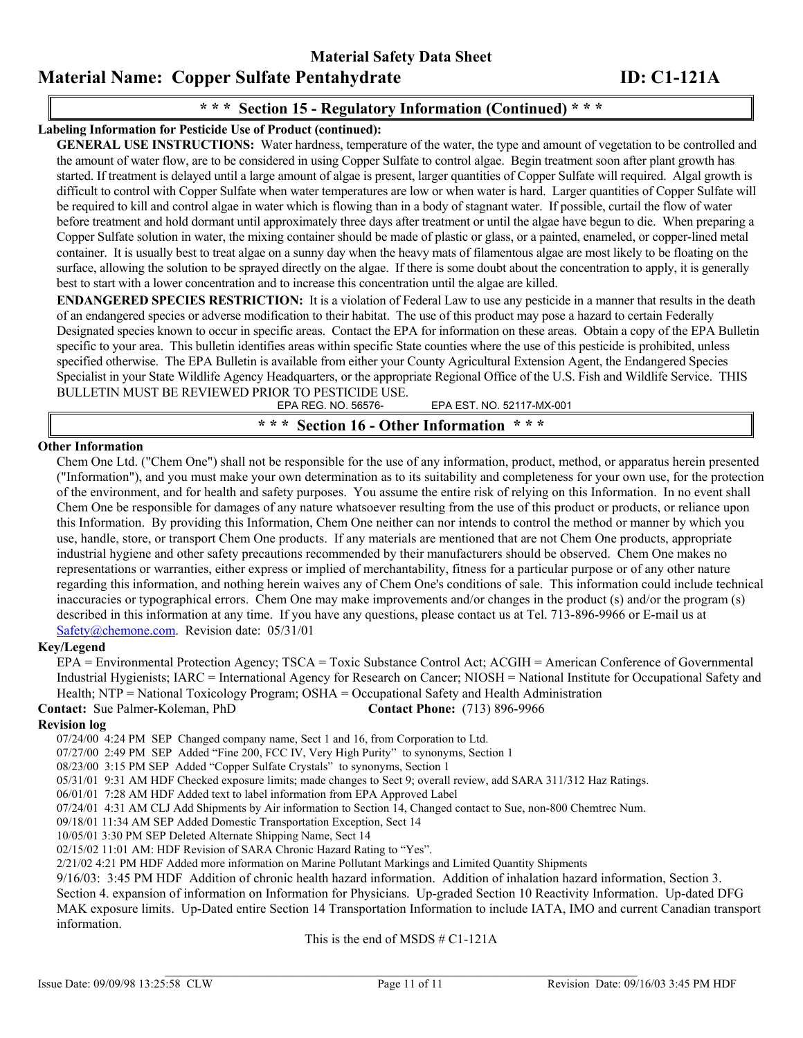### * * * Section 15 - Regulatory Information (Continued) * * *

**Labeling Information for Pesticide Use of Product (continued):**

**GENERAL USE INSTRUCTIONS:** Water hardness, temperature of the water, the type and amount of vegetation to be controlled and the amount of water flow, are to be considered in using Copper Sulfate to control algae. Begin treatment soon after plant growth has started. If treatment is delayed until a large amount of algae is present, larger quantities of Copper Sulfate will required. Algal growth is difficult to control with Copper Sulfate when water temperatures are low or when water is hard. Larger quantities of Copper Sulfate will be required to kill and control algae in water which is flowing than in a body of stagnant water. If possible, curtail the flow of water before treatment and hold dormant until approximately three days after treatment or until the algae have begun to die. When preparing a Copper Sulfate solution in water, the mixing container should be made of plastic or glass, or a painted, enameled, or copper-lined metal container. It is usually best to treat algae on a sunny day when the heavy mats of filamentous algae are most likely to be floating on the surface, allowing the solution to be sprayed directly on the algae. If there is some doubt about the concentration to apply, it is generally best to start with a lower concentration and to increase this concentration until the algae are killed.

**ENDANGERED SPECIES RESTRICTION:** It is a violation of Federal Law to use any pesticide in a manner that results in the death of an endangered species or adverse modification to their habitat. The use of this product may pose a hazard to certain Federally Designated species known to occur in specific areas. Contact the EPA for information on these areas. Obtain a copy of the EPA Bulletin specific to your area. This bulletin identifies areas within specific State counties where the use of this pesticide is prohibited, unless specified otherwise. The EPA Bulletin is available from either your County Agricultural Extension Agent, the Endangered Species Specialist in your State Wildlife Agency Headquarters, or the appropriate Regional Office of the U.S. Fish and Wildlife Service. THIS BULLETIN MUST BE REVIEWED PRIOR TO PESTICIDE USE.

EPA REG. NO. 56576- EPA EST. NO. 52117-MX-001

### * * * Section 16 - Other Information * * *

**Other Information**

Chem One Ltd. ("Chem One") shall not be responsible for the use of any information, product, method, or apparatus herein presented ("Information"), and you must make your own determination as to its suitability and completeness for your own use, for the protection of the environment, and for health and safety purposes. You assume the entire risk of relying on this Information. In no event shall Chem One be responsible for damages of any nature whatsoever resulting from the use of this product or products, or reliance upon this Information. By providing this Information, Chem One neither can nor intends to control the method or manner by which you use, handle, store, or transport Chem One products. If any materials are mentioned that are not Chem One products, appropriate industrial hygiene and other safety precautions recommended by their manufacturers should be observed. Chem One makes no representations or warranties, either express or implied of merchantability, fitness for a particular purpose or of any other nature regarding this information, and nothing herein waives any of Chem One's conditions of sale. This information could include technical inaccuracies or typographical errors. Chem One may make improvements and/or changes in the product (s) and/or the program (s) described in this information at any time. If you have any questions, please contact us at Tel. 713-896-9966 or E-mail us at Safety@chemone.com. Revision date: 05/31/01

**Key/Legend**

EPA = Environmental Protection Agency; TSCA = Toxic Substance Control Act; ACGIH = American Conference of Governmental Industrial Hygienists; IARC = International Agency for Research on Cancer; NIOSH = National Institute for Occupational Safety and Health; NTP = National Toxicology Program; OSHA = Occupational Safety and Health Administration

**Contact:** Sue Palmer-Koleman, PhD **Contact Phone:** (713) 896-9966

**Revision log**

07/24/00 4:24 PM SEP Changed company name, Sect 1 and 16, from Corporation to Ltd.
07/27/00 2:49 PM SEP Added "Fine 200, FCC IV, Very High Purity" to synonyms, Section 1
08/23/00 3:15 PM SEP Added "Copper Sulfate Crystals" to synonyms, Section 1
05/31/01 9:31 AM HDF Checked exposure limits; made changes to Sect 9; overall review, add SARA 311/312 Haz Ratings.
06/01/01 7:28 AM HDF Added text to label information from EPA Approved Label
07/24/01 4:31 AM CLJ Add Shipments by Air information to Section 14, Changed contact to Sue, non-800 Chemtrec Num.
09/18/01 11:34 AM SEP Added Domestic Transportation Exception, Sect 14
10/05/01 3:30 PM SEP Deleted Alternate Shipping Name, Sect 14
02/15/02 11:01 AM: HDF Revision of SARA Chronic Hazard Rating to "Yes".
2/21/02 4:21 PM HDF Added more information on Marine Pollutant Markings and Limited Quantity Shipments
9/16/03: 3:45 PM HDF Addition of chronic health hazard information. Addition of inhalation hazard information, Section 3. Section 4. expansion of information on Information for Physicians. Up-graded Section 10 Reactivity Information. Up-dated DFG MAK exposure limits. Up-Dated entire Section 14 Transportation Information to include IATA, IMO and current Canadian transport information.

This is the end of MSDS # C1-121A